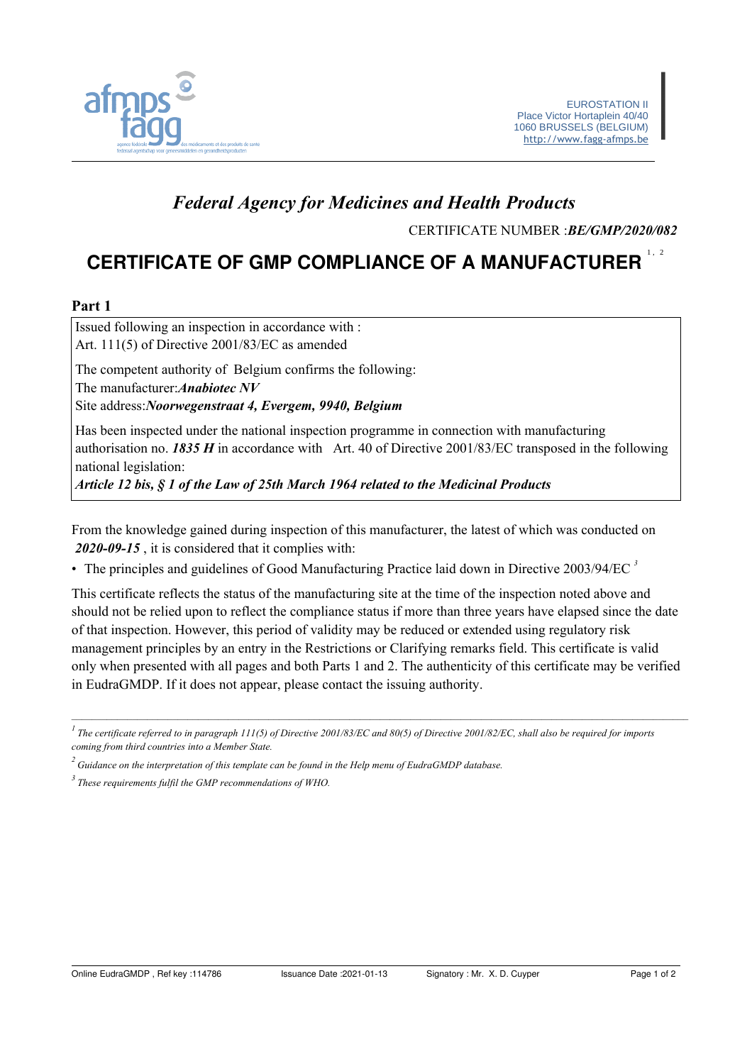EUROSTATION II
Place Victor Hortaplein 40/40
1060 BRUSSELS (BELGIUM)
http://www.fagg-afmps.be

## *Federal Agency for Medicines and Health Products*

CERTIFICATE NUMBER :***BE/GMP/2020/082***

# CERTIFICATE OF GMP COMPLIANCE OF A MANUFACTURER [1, 2]

**Part 1**

Issued following an inspection in accordance with :
Art. 111(5) of Directive 2001/83/EC as amended

The competent authority of Belgium confirms the following:
The manufacturer:***Anabiotec NV***
Site address:***Noorwegenstraat 4, Evergem, 9940, Belgium***

Has been inspected under the national inspection programme in connection with manufacturing authorisation no. ***1835 H*** in accordance with Art. 40 of Directive 2001/83/EC transposed in the following national legislation:
***Article 12 bis, § 1 of the Law of 25th March 1964 related to the Medicinal Products***

From the knowledge gained during inspection of this manufacturer, the latest of which was conducted on ***2020-09-15*** , it is considered that it complies with:

- The principles and guidelines of Good Manufacturing Practice laid down in Directive 2003/94/EC [3]

This certificate reflects the status of the manufacturing site at the time of the inspection noted above and should not be relied upon to reflect the compliance status if more than three years have elapsed since the date of that inspection. However, this period of validity may be reduced or extended using regulatory risk management principles by an entry in the Restrictions or Clarifying remarks field. This certificate is valid only when presented with all pages and both Parts 1 and 2. The authenticity of this certificate may be verified in EudraGMDP. If it does not appear, please contact the issuing authority.

---

[1] *The certificate referred to in paragraph 111(5) of Directive 2001/83/EC and 80(5) of Directive 2001/82/EC, shall also be required for imports coming from third countries into a Member State.*

[2] *Guidance on the interpretation of this template can be found in the Help menu of EudraGMDP database.*

[3] *These requirements fulfil the GMP recommendations of WHO.*

Online EudraGMDP , Ref key :114786 Issuance Date :2021-01-13 Signatory : Mr. X. D. Cuyper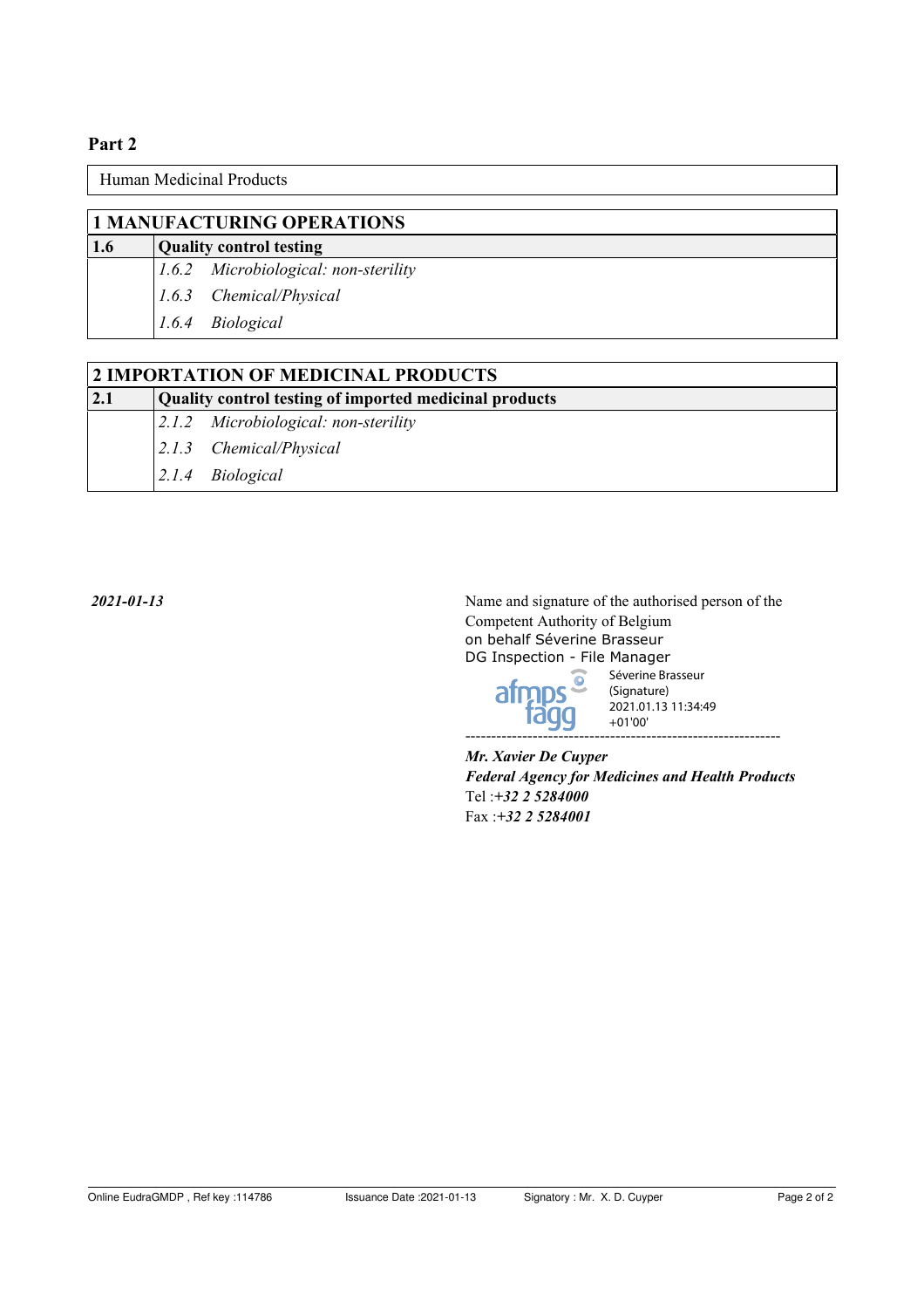**Part 2**

Human Medicinal Products

| **1 MANUFACTURING OPERATIONS** | |
|---|---|
| **1.6** | **Quality control testing** |
| | *1.6.2 Microbiological: non-sterility* |
| | *1.6.3 Chemical/Physical* |
| | *1.6.4 Biological* |

| **2 IMPORTATION OF MEDICINAL PRODUCTS** | |
|---|---|
| **2.1** | **Quality control testing of imported medicinal products** |
| | *2.1.2 Microbiological: non-sterility* |
| | *2.1.3 Chemical/Physical* |
| | *2.1.4 Biological* |

***2021-01-13***

Name and signature of the authorised person of the Competent Authority of Belgium
on behalf Séverine Brasseur
DG Inspection - File Manager

afmps fagg

Séverine Brasseur
(Signature)
2021.01.13 11:34:49
+01'00'

------------------------------------------------------------

***Mr. Xavier De Cuyper***
***Federal Agency for Medicines and Health Products***
Tel :***+32 2 5284000***
Fax :***+32 2 5284001***

Online EudraGMDP , Ref key :114786 Issuance Date :2021-01-13 Signatory : Mr. X. D. Cuyper